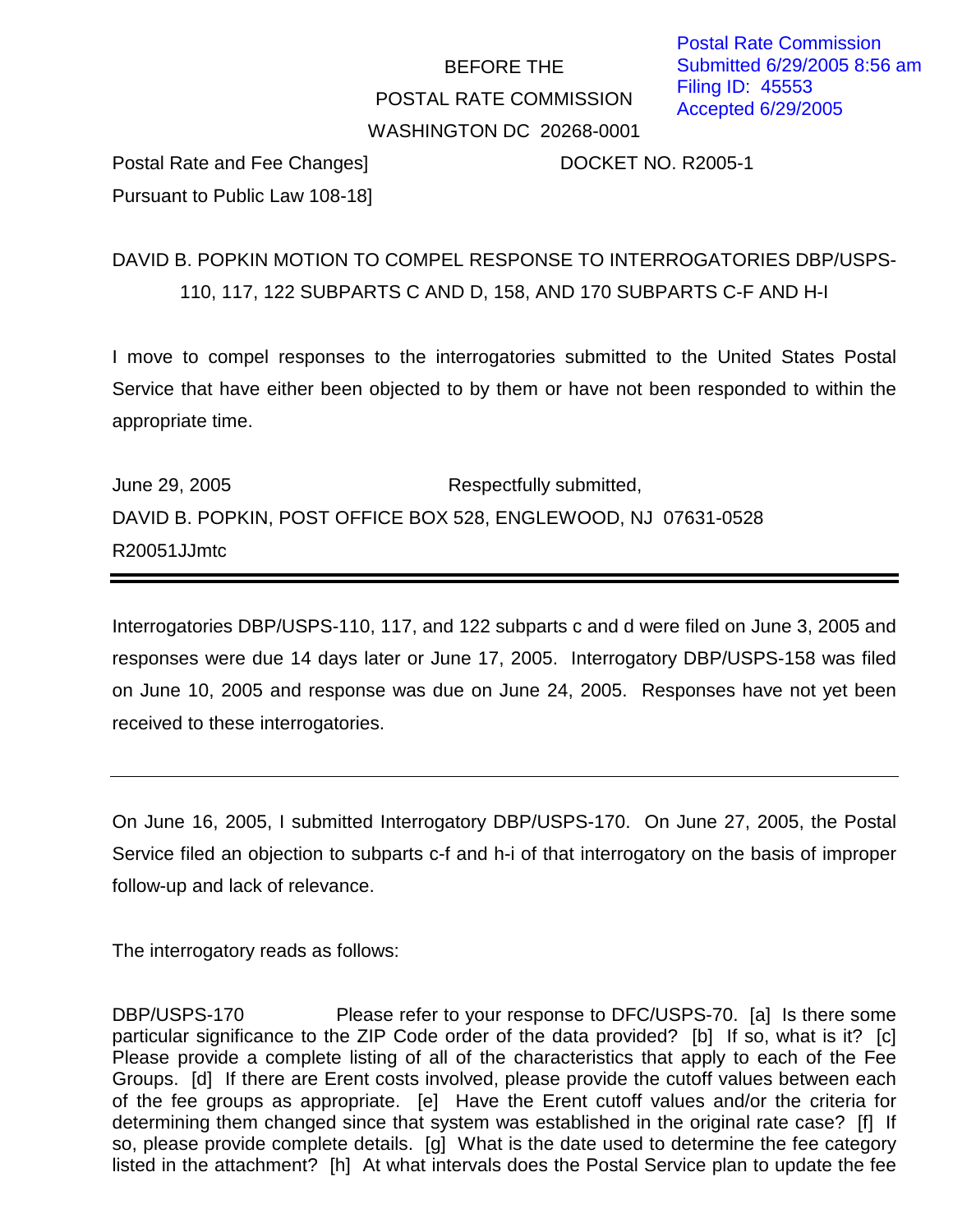Postal Rate Commission
Submitted 6/29/2005 8:56 am
Filing ID: 45553
Accepted 6/29/2005

BEFORE THE

POSTAL RATE COMMISSION

WASHINGTON DC 20268-0001

Postal Rate and Fee Changes] DOCKET NO. R2005-1
Pursuant to Public Law 108-18]

DAVID B. POPKIN MOTION TO COMPEL RESPONSE TO INTERROGATORIES DBP/USPS-110, 117, 122 SUBPARTS C AND D, 158, AND 170 SUBPARTS C-F AND H-I

I move to compel responses to the interrogatories submitted to the United States Postal Service that have either been objected to by them or have not been responded to within the appropriate time.

June 29, 2005 Respectfully submitted,

DAVID B. POPKIN, POST OFFICE BOX 528, ENGLEWOOD, NJ 07631-0528

R20051JJmtc

---

Interrogatories DBP/USPS-110, 117, and 122 subparts c and d were filed on June 3, 2005 and responses were due 14 days later or June 17, 2005. Interrogatory DBP/USPS-158 was filed on June 10, 2005 and response was due on June 24, 2005. Responses have not yet been received to these interrogatories.

---

On June 16, 2005, I submitted Interrogatory DBP/USPS-170. On June 27, 2005, the Postal Service filed an objection to subparts c-f and h-i of that interrogatory on the basis of improper follow-up and lack of relevance.

The interrogatory reads as follows:

DBP/USPS-170 Please refer to your response to DFC/USPS-70. [a] Is there some particular significance to the ZIP Code order of the data provided? [b] If so, what is it? [c] Please provide a complete listing of all of the characteristics that apply to each of the Fee Groups. [d] If there are Erent costs involved, please provide the cutoff values between each of the fee groups as appropriate. [e] Have the Erent cutoff values and/or the criteria for determining them changed since that system was established in the original rate case? [f] If so, please provide complete details. [g] What is the date used to determine the fee category listed in the attachment? [h] At what intervals does the Postal Service plan to update the fee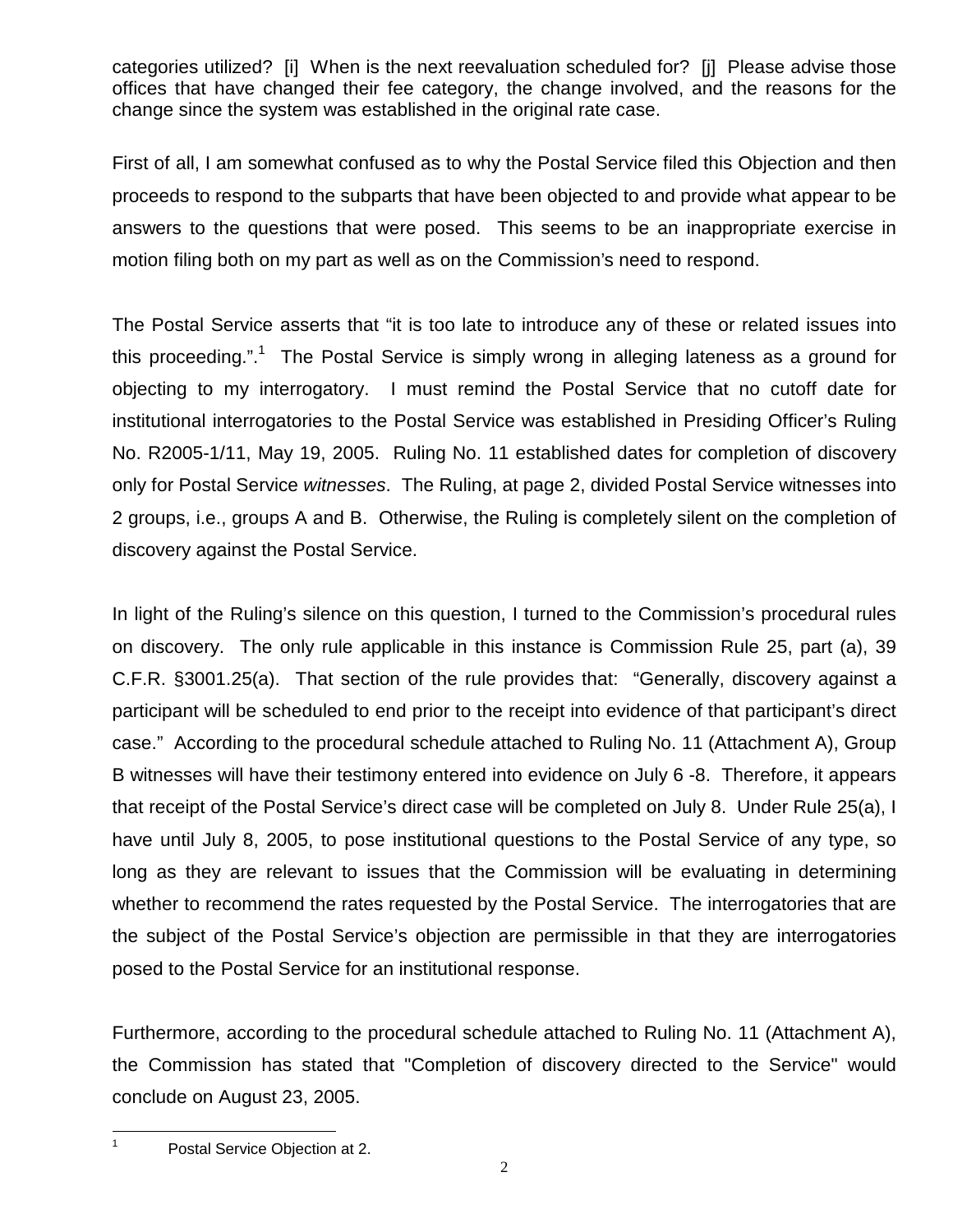categories utilized? [i] When is the next reevaluation scheduled for? [j] Please advise those offices that have changed their fee category, the change involved, and the reasons for the change since the system was established in the original rate case.

First of all, I am somewhat confused as to why the Postal Service filed this Objection and then proceeds to respond to the subparts that have been objected to and provide what appear to be answers to the questions that were posed. This seems to be an inappropriate exercise in motion filing both on my part as well as on the Commission's need to respond.

The Postal Service asserts that "it is too late to introduce any of these or related issues into this proceeding.".[1] The Postal Service is simply wrong in alleging lateness as a ground for objecting to my interrogatory. I must remind the Postal Service that no cutoff date for institutional interrogatories to the Postal Service was established in Presiding Officer's Ruling No. R2005-1/11, May 19, 2005. Ruling No. 11 established dates for completion of discovery only for Postal Service *witnesses*. The Ruling, at page 2, divided Postal Service witnesses into 2 groups, i.e., groups A and B. Otherwise, the Ruling is completely silent on the completion of discovery against the Postal Service.

In light of the Ruling's silence on this question, I turned to the Commission's procedural rules on discovery. The only rule applicable in this instance is Commission Rule 25, part (a), 39 C.F.R. §3001.25(a). That section of the rule provides that: "Generally, discovery against a participant will be scheduled to end prior to the receipt into evidence of that participant's direct case." According to the procedural schedule attached to Ruling No. 11 (Attachment A), Group B witnesses will have their testimony entered into evidence on July 6 -8. Therefore, it appears that receipt of the Postal Service's direct case will be completed on July 8. Under Rule 25(a), I have until July 8, 2005, to pose institutional questions to the Postal Service of any type, so long as they are relevant to issues that the Commission will be evaluating in determining whether to recommend the rates requested by the Postal Service. The interrogatories that are the subject of the Postal Service's objection are permissible in that they are interrogatories posed to the Postal Service for an institutional response.

Furthermore, according to the procedural schedule attached to Ruling No. 11 (Attachment A), the Commission has stated that "Completion of discovery directed to the Service" would conclude on August 23, 2005.

[1] Postal Service Objection at 2.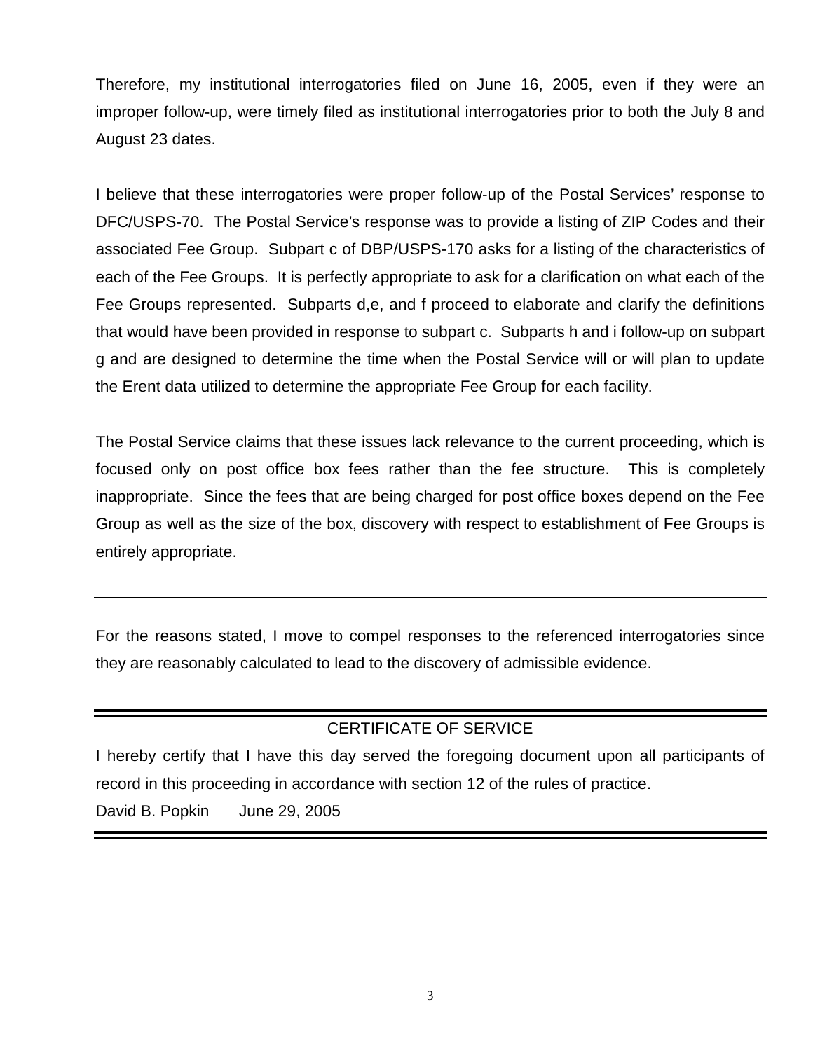Therefore, my institutional interrogatories filed on June 16, 2005, even if they were an improper follow-up, were timely filed as institutional interrogatories prior to both the July 8 and August 23 dates.

I believe that these interrogatories were proper follow-up of the Postal Services' response to DFC/USPS-70. The Postal Service's response was to provide a listing of ZIP Codes and their associated Fee Group. Subpart c of DBP/USPS-170 asks for a listing of the characteristics of each of the Fee Groups. It is perfectly appropriate to ask for a clarification on what each of the Fee Groups represented. Subparts d,e, and f proceed to elaborate and clarify the definitions that would have been provided in response to subpart c. Subparts h and i follow-up on subpart g and are designed to determine the time when the Postal Service will or will plan to update the Erent data utilized to determine the appropriate Fee Group for each facility.

The Postal Service claims that these issues lack relevance to the current proceeding, which is focused only on post office box fees rather than the fee structure. This is completely inappropriate. Since the fees that are being charged for post office boxes depend on the Fee Group as well as the size of the box, discovery with respect to establishment of Fee Groups is entirely appropriate.

---

For the reasons stated, I move to compel responses to the referenced interrogatories since they are reasonably calculated to lead to the discovery of admissible evidence.

---

CERTIFICATE OF SERVICE

I hereby certify that I have this day served the foregoing document upon all participants of record in this proceeding in accordance with section 12 of the rules of practice.

David B. Popkin June 29, 2005

---